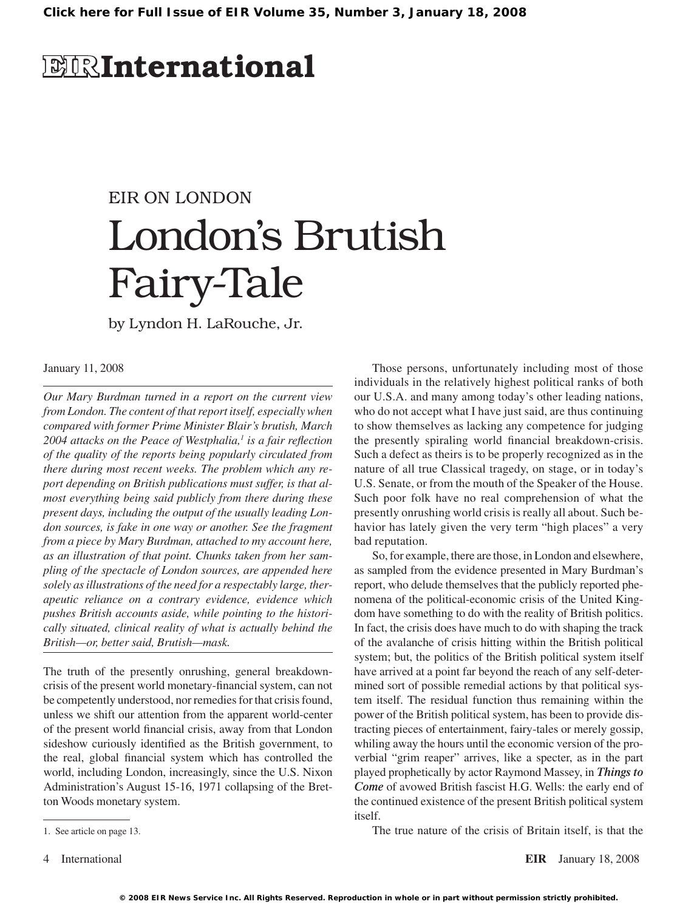EIR ON LONDON

# London's Brutish Fairy-Tale

by Lyndon H. LaRouche, Jr.

January 11, 2008

*Our Mary Burdman turned in a report on the current view from London. The content of that report itself, especially when compared with former Prime Minister Blair's brutish, March 2004 attacks on the Peace of Westphalia,[1] is a fair reflection of the quality of the reports being popularly circulated from there during most recent weeks. The problem which any report depending on British publications must suffer, is that almost everything being said publicly from there during these present days, including the output of the usually leading London sources, is fake in one way or another. See the fragment from a piece by Mary Burdman, attached to my account here, as an illustration of that point. Chunks taken from her sampling of the spectacle of London sources, are appended here solely as illustrations of the need for a respectably large, therapeutic reliance on a contrary evidence, evidence which pushes British accounts aside, while pointing to the historically situated, clinical reality of what is actually behind the British—or, better said, Brutish—mask.*

The truth of the presently onrushing, general breakdown-crisis of the present world monetary-financial system, can not be competently understood, nor remedies for that crisis found, unless we shift our attention from the apparent world-center of the present world financial crisis, away from that London sideshow curiously identified as the British government, to the real, global financial system which has controlled the world, including London, increasingly, since the U.S. Nixon Administration's August 15-16, 1971 collapsing of the Bretton Woods monetary system.

Those persons, unfortunately including most of those individuals in the relatively highest political ranks of both our U.S.A. and many among today's other leading nations, who do not accept what I have just said, are thus continuing to show themselves as lacking any competence for judging the presently spiraling world financial breakdown-crisis. Such a defect as theirs is to be properly recognized as in the nature of all true Classical tragedy, on stage, or in today's U.S. Senate, or from the mouth of the Speaker of the House. Such poor folk have no real comprehension of what the presently onrushing world crisis is really all about. Such behavior has lately given the very term "high places" a very bad reputation.

So, for example, there are those, in London and elsewhere, as sampled from the evidence presented in Mary Burdman's report, who delude themselves that the publicly reported phenomena of the political-economic crisis of the United Kingdom have something to do with the reality of British politics. In fact, the crisis does have much to do with shaping the track of the avalanche of crisis hitting within the British political system; but, the politics of the British political system itself have arrived at a point far beyond the reach of any self-determined sort of possible remedial actions by that political system itself. The residual function thus remaining within the power of the British political system, has been to provide distracting pieces of entertainment, fairy-tales or merely gossip, whiling away the hours until the economic version of the proverbial "grim reaper" arrives, like a specter, as in the part played prophetically by actor Raymond Massey, in ***Things to Come*** of avowed British fascist H.G. Wells: the early end of the continued existence of the present British political system itself.

The true nature of the crisis of Britain itself, is that the

1. See article on page 13.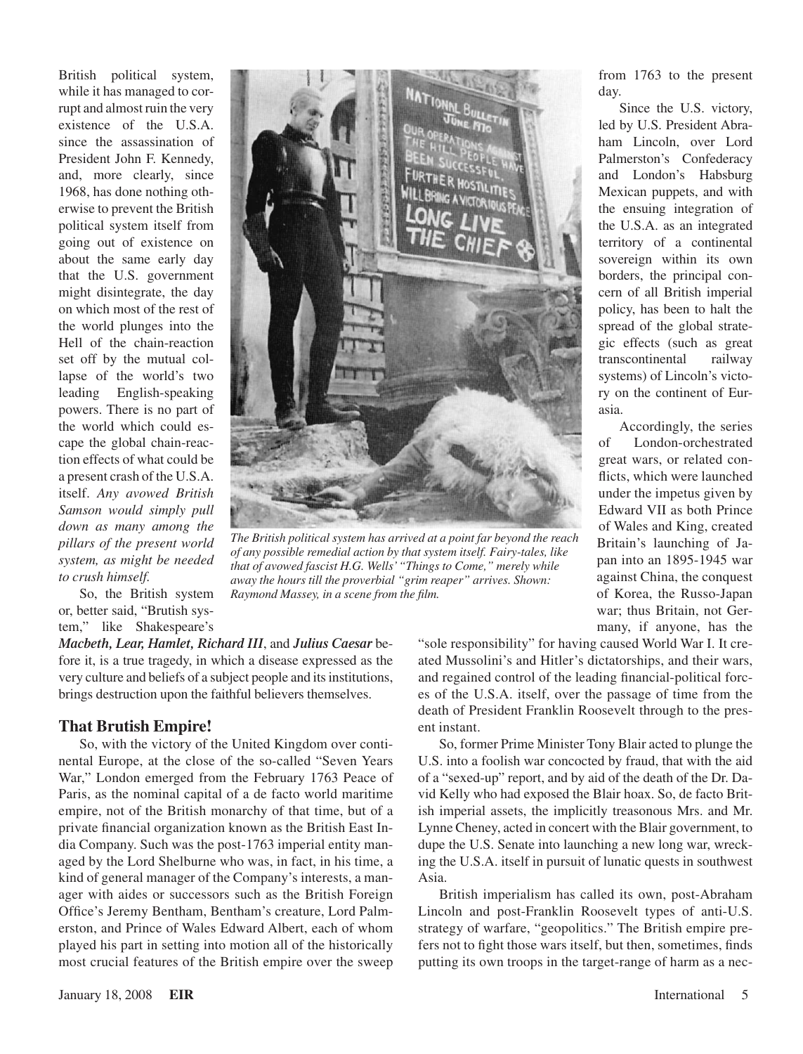British political system, while it has managed to corrupt and almost ruin the very existence of the U.S.A. since the assassination of President John F. Kennedy, and, more clearly, since 1968, has done nothing otherwise to prevent the British political system itself from going out of existence on about the same early day that the U.S. government might disintegrate, the day on which most of the rest of the world plunges into the Hell of the chain-reaction set off by the mutual collapse of the world's two leading English-speaking powers. There is no part of the world which could escape the global chain-reaction effects of what could be a present crash of the U.S.A. itself. *Any avowed British Samson would simply pull down as many among the pillars of the present world system, as might be needed to crush himself.*

So, the British system or, better said, "Brutish system," like Shakespeare's ***Macbeth, Lear, Hamlet, Richard III***, and ***Julius Caesar*** before it, is a true tragedy, in which a disease expressed as the very culture and beliefs of a subject people and its institutions, brings destruction upon the faithful believers themselves.

*The British political system has arrived at a point far beyond the reach of any possible remedial action by that system itself. Fairy-tales, like that of avowed fascist H.G. Wells' "Things to Come," merely while away the hours till the proverbial "grim reaper" arrives. Shown: Raymond Massey, in a scene from the film.*

## That Brutish Empire!

So, with the victory of the United Kingdom over continental Europe, at the close of the so-called "Seven Years War," London emerged from the February 1763 Peace of Paris, as the nominal capital of a de facto world maritime empire, not of the British monarchy of that time, but of a private financial organization known as the British East India Company. Such was the post-1763 imperial entity managed by the Lord Shelburne who was, in fact, in his time, a kind of general manager of the Company's interests, a manager with aides or successors such as the British Foreign Office's Jeremy Bentham, Bentham's creature, Lord Palmerston, and Prince of Wales Edward Albert, each of whom played his part in setting into motion all of the historically most crucial features of the British empire over the sweep from 1763 to the present day.

Since the U.S. victory, led by U.S. President Abraham Lincoln, over Lord Palmerston's Confederacy and London's Habsburg Mexican puppets, and with the ensuing integration of the U.S.A. as an integrated territory of a continental sovereign within its own borders, the principal concern of all British imperial policy, has been to halt the spread of the global strategic effects (such as great transcontinental railway systems) of Lincoln's victory on the continent of Eurasia.

Accordingly, the series of London-orchestrated great wars, or related conflicts, which were launched under the impetus given by Edward VII as both Prince of Wales and King, created Britain's launching of Japan into an 1895-1945 war against China, the conquest of Korea, the Russo-Japan war; thus Britain, not Germany, if anyone, has the "sole responsibility" for having caused World War I. It created Mussolini's and Hitler's dictatorships, and their wars, and regained control of the leading financial-political forces of the U.S.A. itself, over the passage of time from the death of President Franklin Roosevelt through to the present instant.

So, former Prime Minister Tony Blair acted to plunge the U.S. into a foolish war concocted by fraud, that with the aid of a "sexed-up" report, and by aid of the death of the Dr. David Kelly who had exposed the Blair hoax. So, de facto British imperial assets, the implicitly treasonous Mrs. and Mr. Lynne Cheney, acted in concert with the Blair government, to dupe the U.S. Senate into launching a new long war, wrecking the U.S.A. itself in pursuit of lunatic quests in southwest Asia.

British imperialism has called its own, post-Abraham Lincoln and post-Franklin Roosevelt types of anti-U.S. strategy of warfare, "geopolitics." The British empire prefers not to fight those wars itself, but then, sometimes, finds putting its own troops in the target-range of harm as a nec-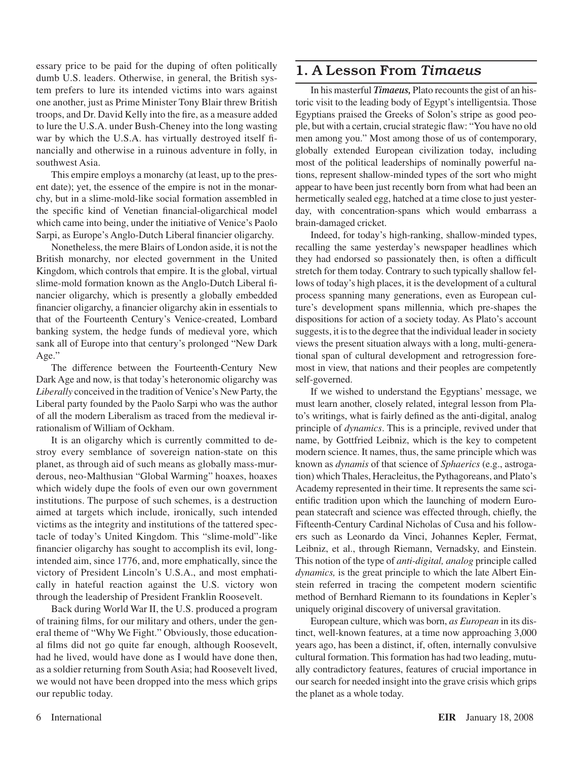essary price to be paid for the duping of often politically dumb U.S. leaders. Otherwise, in general, the British system prefers to lure its intended victims into wars against one another, just as Prime Minister Tony Blair threw British troops, and Dr. David Kelly into the fire, as a measure added to lure the U.S.A. under Bush-Cheney into the long wasting war by which the U.S.A. has virtually destroyed itself financially and otherwise in a ruinous adventure in folly, in southwest Asia.

This empire employs a monarchy (at least, up to the present date); yet, the essence of the empire is not in the monarchy, but in a slime-mold-like social formation assembled in the specific kind of Venetian financial-oligarchical model which came into being, under the initiative of Venice's Paolo Sarpi, as Europe's Anglo-Dutch Liberal financier oligarchy.

Nonetheless, the mere Blairs of London aside, it is not the British monarchy, nor elected government in the United Kingdom, which controls that empire. It is the global, virtual slime-mold formation known as the Anglo-Dutch Liberal financier oligarchy, which is presently a globally embedded financier oligarchy, a financier oligarchy akin in essentials to that of the Fourteenth Century's Venice-created, Lombard banking system, the hedge funds of medieval yore, which sank all of Europe into that century's prolonged "New Dark Age."

The difference between the Fourteenth-Century New Dark Age and now, is that today's heteronomic oligarchy was *Liberally* conceived in the tradition of Venice's New Party, the Liberal party founded by the Paolo Sarpi who was the author of all the modern Liberalism as traced from the medieval irrationalism of William of Ockham.

It is an oligarchy which is currently committed to destroy every semblance of sovereign nation-state on this planet, as through aid of such means as globally mass-murderous, neo-Malthusian "Global Warming" hoaxes, hoaxes which widely dupe the fools of even our own government institutions. The purpose of such schemes, is a destruction aimed at targets which include, ironically, such intended victims as the integrity and institutions of the tattered spectacle of today's United Kingdom. This "slime-mold"-like financier oligarchy has sought to accomplish its evil, long-intended aim, since 1776, and, more emphatically, since the victory of President Lincoln's U.S.A., and most emphatically in hateful reaction against the U.S. victory won through the leadership of President Franklin Roosevelt.

Back during World War II, the U.S. produced a program of training films, for our military and others, under the general theme of "Why We Fight." Obviously, those educational films did not go quite far enough, although Roosevelt, had he lived, would have done as I would have done then, as a soldier returning from South Asia; had Roosevelt lived, we would not have been dropped into the mess which grips our republic today.

## 1. A Lesson From *Timaeus*

In his masterful ***Timaeus,*** Plato recounts the gist of an historic visit to the leading body of Egypt's intelligentsia. Those Egyptians praised the Greeks of Solon's stripe as good people, but with a certain, crucial strategic flaw: "You have no old men among you." Most among those of us of contemporary, globally extended European civilization today, including most of the political leaderships of nominally powerful nations, represent shallow-minded types of the sort who might appear to have been just recently born from what had been an hermetically sealed egg, hatched at a time close to just yesterday, with concentration-spans which would embarrass a brain-damaged cricket.

Indeed, for today's high-ranking, shallow-minded types, recalling the same yesterday's newspaper headlines which they had endorsed so passionately then, is often a difficult stretch for them today. Contrary to such typically shallow fellows of today's high places, it is the development of a cultural process spanning many generations, even as European culture's development spans millennia, which pre-shapes the dispositions for action of a society today. As Plato's account suggests, it is to the degree that the individual leader in society views the present situation always with a long, multi-generational span of cultural development and retrogression foremost in view, that nations and their peoples are competently self-governed.

If we wished to understand the Egyptians' message, we must learn another, closely related, integral lesson from Plato's writings, what is fairly defined as the anti-digital, analog principle of *dynamics*. This is a principle, revived under that name, by Gottfried Leibniz, which is the key to competent modern science. It names, thus, the same principle which was known as *dynamis* of that science of *Sphaerics* (e.g., astrogation) which Thales, Heracleitus, the Pythagoreans, and Plato's Academy represented in their time. It represents the same scientific tradition upon which the launching of modern European statecraft and science was effected through, chiefly, the Fifteenth-Century Cardinal Nicholas of Cusa and his followers such as Leonardo da Vinci, Johannes Kepler, Fermat, Leibniz, et al., through Riemann, Vernadsky, and Einstein. This notion of the type of *anti-digital, analog* principle called *dynamics,* is the great principle to which the late Albert Einstein referred in tracing the competent modern scientific method of Bernhard Riemann to its foundations in Kepler's uniquely original discovery of universal gravitation.

European culture, which was born, *as European* in its distinct, well-known features, at a time now approaching 3,000 years ago, has been a distinct, if, often, internally convulsive cultural formation. This formation has had two leading, mutually contradictory features, features of crucial importance in our search for needed insight into the grave crisis which grips the planet as a whole today.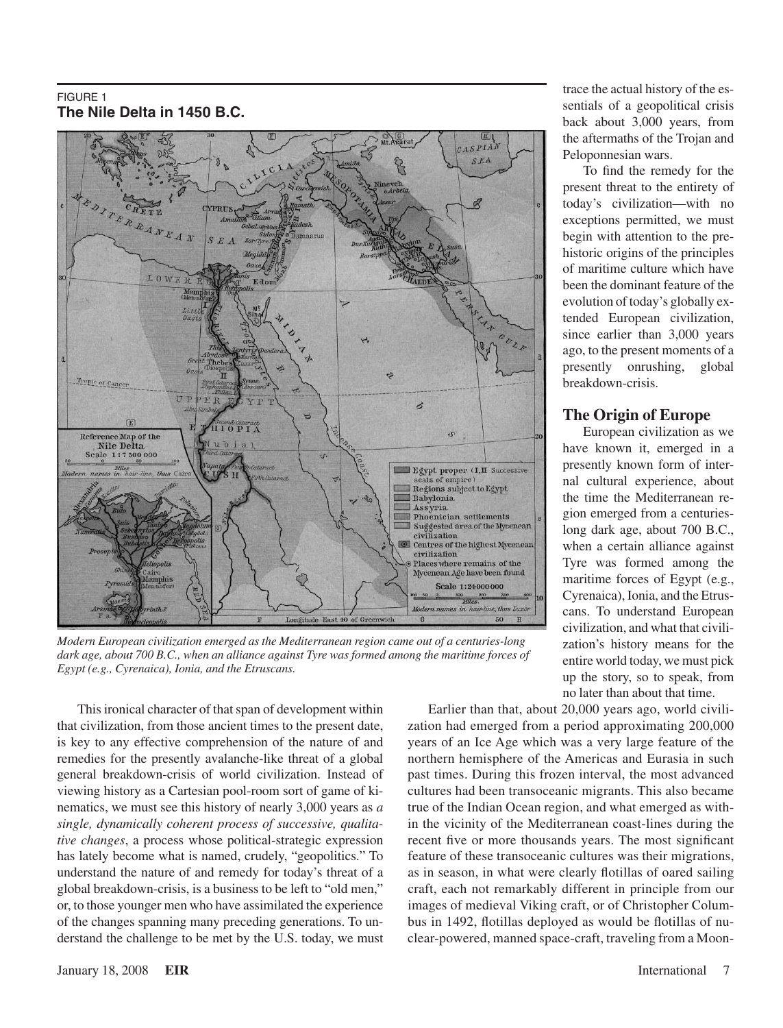FIGURE 1
**The Nile Delta in 1450 B.C.**

*Modern European civilization emerged as the Mediterranean region came out of a centuries-long dark age, about 700 B.C., when an alliance against Tyre was formed among the maritime forces of Egypt (e.g., Cyrenaica), Ionia, and the Etruscans.*

trace the actual history of the essentials of a geopolitical crisis back about 3,000 years, from the aftermaths of the Trojan and Peloponnesian wars.

To find the remedy for the present threat to the entirety of today's civilization—with no exceptions permitted, we must begin with attention to the prehistoric origins of the principles of maritime culture which have been the dominant feature of the evolution of today's globally extended European civilization, since earlier than 3,000 years ago, to the present moments of a presently onrushing, global breakdown-crisis.

## The Origin of Europe

European civilization as we have known it, emerged in a presently known form of internal cultural experience, about the time the Mediterranean region emerged from a centuries-long dark age, about 700 B.C., when a certain alliance against Tyre was formed among the maritime forces of Egypt (e.g., Cyrenaica), Ionia, and the Etruscans. To understand European civilization, and what that civilization's history means for the entire world today, we must pick up the story, so to speak, from no later than about that time.

This ironical character of that span of development within that civilization, from those ancient times to the present date, is key to any effective comprehension of the nature of and remedies for the presently avalanche-like threat of a global general breakdown-crisis of world civilization. Instead of viewing history as a Cartesian pool-room sort of game of kinematics, we must see this history of nearly 3,000 years as *a single, dynamically coherent process of successive, qualitative changes*, a process whose political-strategic expression has lately become what is named, crudely, "geopolitics." To understand the nature of and remedy for today's threat of a global breakdown-crisis, is a business to be left to "old men," or, to those younger men who have assimilated the experience of the changes spanning many preceding generations. To understand the challenge to be met by the U.S. today, we must

Earlier than that, about 20,000 years ago, world civilization had emerged from a period approximating 200,000 years of an Ice Age which was a very large feature of the northern hemisphere of the Americas and Eurasia in such past times. During this frozen interval, the most advanced cultures had been transoceanic migrants. This also became true of the Indian Ocean region, and what emerged as within the vicinity of the Mediterranean coast-lines during the recent five or more thousands years. The most significant feature of these transoceanic cultures was their migrations, as in season, in what were clearly flotillas of oared sailing craft, each not remarkably different in principle from our images of medieval Viking craft, or of Christopher Columbus in 1492, flotillas deployed as would be flotillas of nuclear-powered, manned space-craft, traveling from a Moon-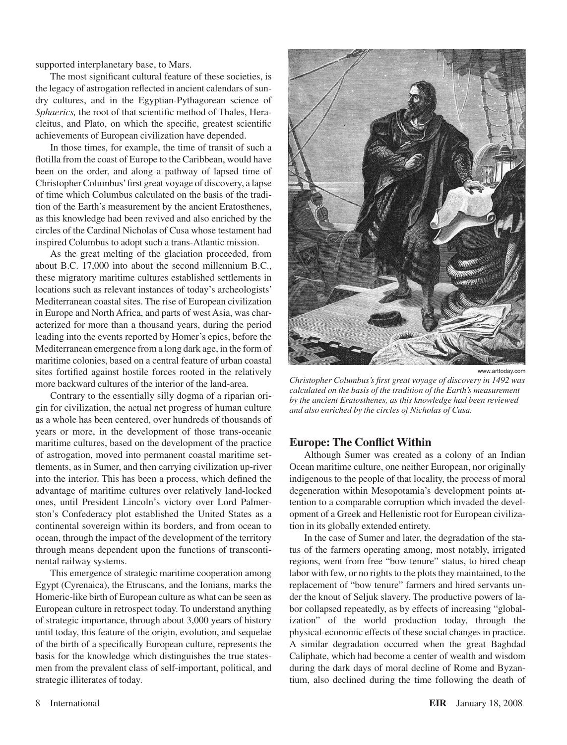supported interplanetary base, to Mars.

The most significant cultural feature of these societies, is the legacy of astrogation reflected in ancient calendars of sundry cultures, and in the Egyptian-Pythagorean science of *Sphaerics,* the root of that scientific method of Thales, Heracleitus, and Plato, on which the specific, greatest scientific achievements of European civilization have depended.

In those times, for example, the time of transit of such a flotilla from the coast of Europe to the Caribbean, would have been on the order, and along a pathway of lapsed time of Christopher Columbus' first great voyage of discovery, a lapse of time which Columbus calculated on the basis of the tradition of the Earth's measurement by the ancient Eratosthenes, as this knowledge had been revived and also enriched by the circles of the Cardinal Nicholas of Cusa whose testament had inspired Columbus to adopt such a trans-Atlantic mission.

As the great melting of the glaciation proceeded, from about B.C. 17,000 into about the second millennium B.C., these migratory maritime cultures established settlements in locations such as relevant instances of today's archeologists' Mediterranean coastal sites. The rise of European civilization in Europe and North Africa, and parts of west Asia, was characterized for more than a thousand years, during the period leading into the events reported by Homer's epics, before the Mediterranean emergence from a long dark age, in the form of maritime colonies, based on a central feature of urban coastal sites fortified against hostile forces rooted in the relatively more backward cultures of the interior of the land-area.

Contrary to the essentially silly dogma of a riparian origin for civilization, the actual net progress of human culture as a whole has been centered, over hundreds of thousands of years or more, in the development of those trans-oceanic maritime cultures, based on the development of the practice of astrogation, moved into permanent coastal maritime settlements, as in Sumer, and then carrying civilization up-river into the interior. This has been a process, which defined the advantage of maritime cultures over relatively land-locked ones, until President Lincoln's victory over Lord Palmerston's Confederacy plot established the United States as a continental sovereign within its borders, and from ocean to ocean, through the impact of the development of the territory through means dependent upon the functions of transcontinental railway systems.

This emergence of strategic maritime cooperation among Egypt (Cyrenaica), the Etruscans, and the Ionians, marks the Homeric-like birth of European culture as what can be seen as European culture in retrospect today. To understand anything of strategic importance, through about 3,000 years of history until today, this feature of the origin, evolution, and sequelae of the birth of a specifically European culture, represents the basis for the knowledge which distinguishes the true statesmen from the prevalent class of self-important, political, and strategic illiterates of today.

www.arttoday.com

*Christopher Columbus's first great voyage of discovery in 1492 was calculated on the basis of the tradition of the Earth's measurement by the ancient Eratosthenes, as this knowledge had been reviewed and also enriched by the circles of Nicholas of Cusa.*

## Europe: The Conflict Within

Although Sumer was created as a colony of an Indian Ocean maritime culture, one neither European, nor originally indigenous to the people of that locality, the process of moral degeneration within Mesopotamia's development points attention to a comparable corruption which invaded the development of a Greek and Hellenistic root for European civilization in its globally extended entirety.

In the case of Sumer and later, the degradation of the status of the farmers operating among, most notably, irrigated regions, went from free "bow tenure" status, to hired cheap labor with few, or no rights to the plots they maintained, to the replacement of "bow tenure" farmers and hired servants under the knout of Seljuk slavery. The productive powers of labor collapsed repeatedly, as by effects of increasing "globalization" of the world production today, through the physical-economic effects of these social changes in practice. A similar degradation occurred when the great Baghdad Caliphate, which had become a center of wealth and wisdom during the dark days of moral decline of Rome and Byzantium, also declined during the time following the death of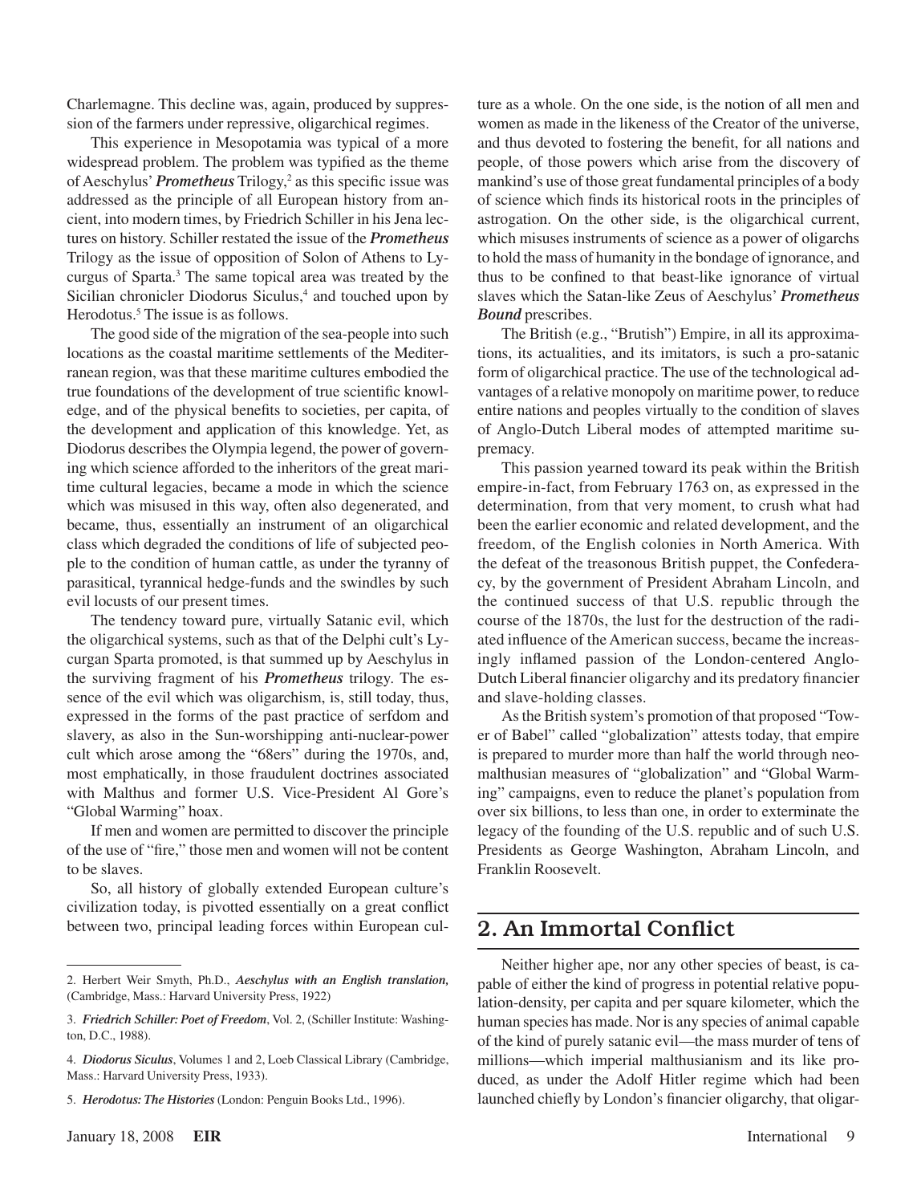Charlemagne. This decline was, again, produced by suppression of the farmers under repressive, oligarchical regimes.

This experience in Mesopotamia was typical of a more widespread problem. The problem was typified as the theme of Aeschylus' ***Prometheus*** Trilogy,[2] as this specific issue was addressed as the principle of all European history from ancient, into modern times, by Friedrich Schiller in his Jena lectures on history. Schiller restated the issue of the ***Prometheus*** Trilogy as the issue of opposition of Solon of Athens to Lycurgus of Sparta.[3] The same topical area was treated by the Sicilian chronicler Diodorus Siculus,[4] and touched upon by Herodotus.[5] The issue is as follows.

The good side of the migration of the sea-people into such locations as the coastal maritime settlements of the Mediterranean region, was that these maritime cultures embodied the true foundations of the development of true scientific knowledge, and of the physical benefits to societies, per capita, of the development and application of this knowledge. Yet, as Diodorus describes the Olympia legend, the power of governing which science afforded to the inheritors of the great maritime cultural legacies, became a mode in which the science which was misused in this way, often also degenerated, and became, thus, essentially an instrument of an oligarchical class which degraded the conditions of life of subjected people to the condition of human cattle, as under the tyranny of parasitical, tyrannical hedge-funds and the swindles by such evil locusts of our present times.

The tendency toward pure, virtually Satanic evil, which the oligarchical systems, such as that of the Delphi cult's Lycurgan Sparta promoted, is that summed up by Aeschylus in the surviving fragment of his ***Prometheus*** trilogy. The essence of the evil which was oligarchism, is, still today, thus, expressed in the forms of the past practice of serfdom and slavery, as also in the Sun-worshipping anti-nuclear-power cult which arose among the "68ers" during the 1970s, and, most emphatically, in those fraudulent doctrines associated with Malthus and former U.S. Vice-President Al Gore's "Global Warming" hoax.

If men and women are permitted to discover the principle of the use of "fire," those men and women will not be content to be slaves.

So, all history of globally extended European culture's civilization today, is pivotted essentially on a great conflict between two, principal leading forces within European culture as a whole. On the one side, is the notion of all men and women as made in the likeness of the Creator of the universe, and thus devoted to fostering the benefit, for all nations and people, of those powers which arise from the discovery of mankind's use of those great fundamental principles of a body of science which finds its historical roots in the principles of astrogation. On the other side, is the oligarchical current, which misuses instruments of science as a power of oligarchs to hold the mass of humanity in the bondage of ignorance, and thus to be confined to that beast-like ignorance of virtual slaves which the Satan-like Zeus of Aeschylus' ***Prometheus Bound*** prescribes.

The British (e.g., "Brutish") Empire, in all its approximations, its actualities, and its imitators, is such a pro-satanic form of oligarchical practice. The use of the technological advantages of a relative monopoly on maritime power, to reduce entire nations and peoples virtually to the condition of slaves of Anglo-Dutch Liberal modes of attempted maritime supremacy.

This passion yearned toward its peak within the British empire-in-fact, from February 1763 on, as expressed in the determination, from that very moment, to crush what had been the earlier economic and related development, and the freedom, of the English colonies in North America. With the defeat of the treasonous British puppet, the Confederacy, by the government of President Abraham Lincoln, and the continued success of that U.S. republic through the course of the 1870s, the lust for the destruction of the radiated influence of the American success, became the increasingly inflamed passion of the London-centered Anglo-Dutch Liberal financier oligarchy and its predatory financier and slave-holding classes.

As the British system's promotion of that proposed "Tower of Babel" called "globalization" attests today, that empire is prepared to murder more than half the world through neo-malthusian measures of "globalization" and "Global Warming" campaigns, even to reduce the planet's population from over six billions, to less than one, in order to exterminate the legacy of the founding of the U.S. republic and of such U.S. Presidents as George Washington, Abraham Lincoln, and Franklin Roosevelt.

## 2. An Immortal Conflict

Neither higher ape, nor any other species of beast, is capable of either the kind of progress in potential relative population-density, per capita and per square kilometer, which the human species has made. Nor is any species of animal capable of the kind of purely satanic evil—the mass murder of tens of millions—which imperial malthusianism and its like produced, as under the Adolf Hitler regime which had been launched chiefly by London's financier oligarchy, that oligar-

---

2. Herbert Weir Smyth, Ph.D., ***Aeschylus with an English translation,*** (Cambridge, Mass.: Harvard University Press, 1922)

3. ***Friedrich Schiller: Poet of Freedom***, Vol. 2, (Schiller Institute: Washington, D.C., 1988).

4. ***Diodorus Siculus***, Volumes 1 and 2, Loeb Classical Library (Cambridge, Mass.: Harvard University Press, 1933).

5. ***Herodotus: The Histories*** (London: Penguin Books Ltd., 1996).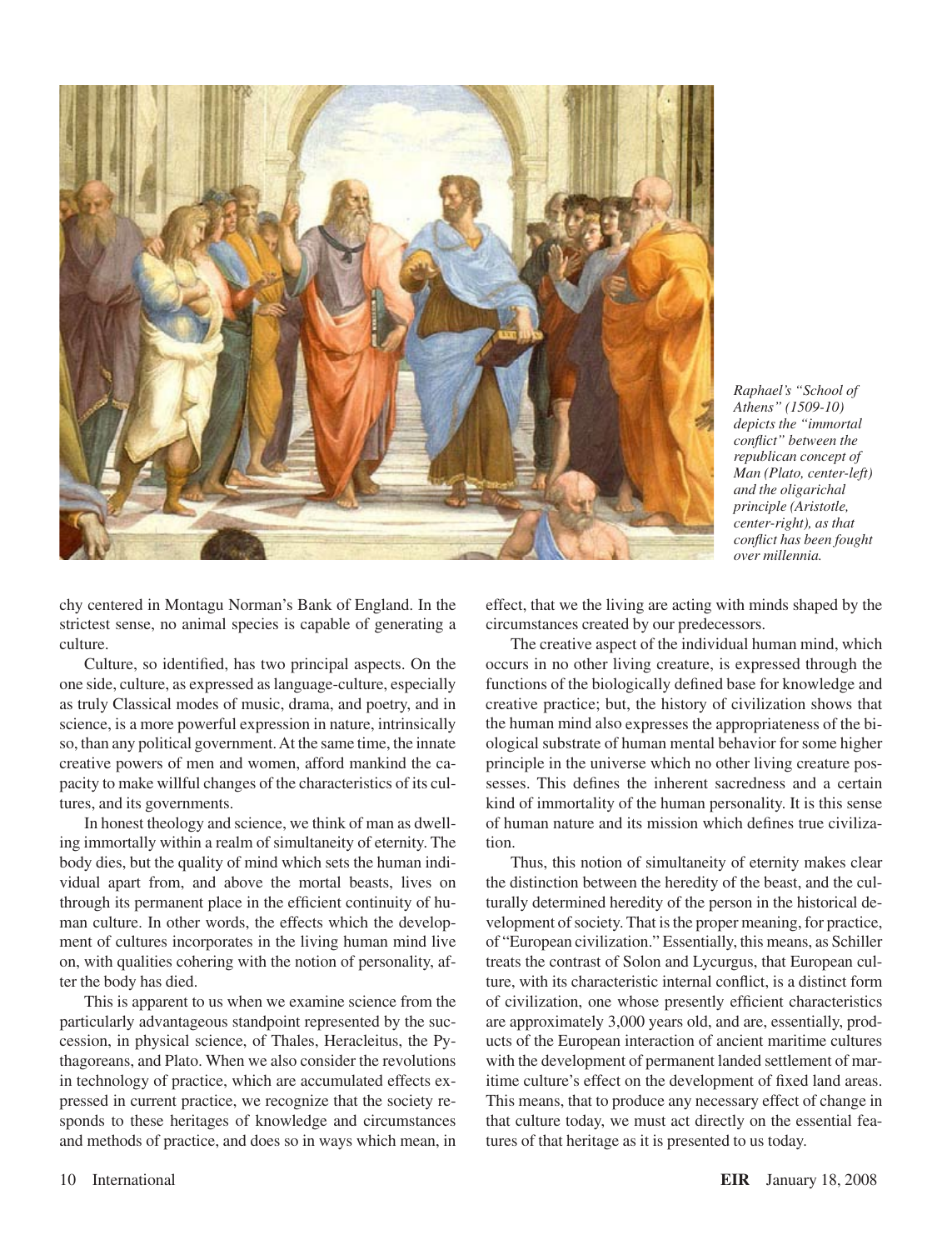*Raphael's "School of Athens" (1509-10) depicts the "immortal conflict" between the republican concept of Man (Plato, center-left) and the oligarichal principle (Aristotle, center-right), as that conflict has been fought over millennia.*

chy centered in Montagu Norman's Bank of England. In the strictest sense, no animal species is capable of generating a culture.

Culture, so identified, has two principal aspects. On the one side, culture, as expressed as language-culture, especially as truly Classical modes of music, drama, and poetry, and in science, is a more powerful expression in nature, intrinsically so, than any political government. At the same time, the innate creative powers of men and women, afford mankind the capacity to make willful changes of the characteristics of its cultures, and its governments.

In honest theology and science, we think of man as dwelling immortally within a realm of simultaneity of eternity. The body dies, but the quality of mind which sets the human individual apart from, and above the mortal beasts, lives on through its permanent place in the efficient continuity of human culture. In other words, the effects which the development of cultures incorporates in the living human mind live on, with qualities cohering with the notion of personality, after the body has died.

This is apparent to us when we examine science from the particularly advantageous standpoint represented by the succession, in physical science, of Thales, Heracleitus, the Pythagoreans, and Plato. When we also consider the revolutions in technology of practice, which are accumulated effects expressed in current practice, we recognize that the society responds to these heritages of knowledge and circumstances and methods of practice, and does so in ways which mean, in effect, that we the living are acting with minds shaped by the circumstances created by our predecessors.

The creative aspect of the individual human mind, which occurs in no other living creature, is expressed through the functions of the biologically defined base for knowledge and creative practice; but, the history of civilization shows that the human mind also expresses the appropriateness of the biological substrate of human mental behavior for some higher principle in the universe which no other living creature possesses. This defines the inherent sacredness and a certain kind of immortality of the human personality. It is this sense of human nature and its mission which defines true civilization.

Thus, this notion of simultaneity of eternity makes clear the distinction between the heredity of the beast, and the culturally determined heredity of the person in the historical development of society. That is the proper meaning, for practice, of "European civilization." Essentially, this means, as Schiller treats the contrast of Solon and Lycurgus, that European culture, with its characteristic internal conflict, is a distinct form of civilization, one whose presently efficient characteristics are approximately 3,000 years old, and are, essentially, products of the European interaction of ancient maritime cultures with the development of permanent landed settlement of maritime culture's effect on the development of fixed land areas. This means, that to produce any necessary effect of change in that culture today, we must act directly on the essential features of that heritage as it is presented to us today.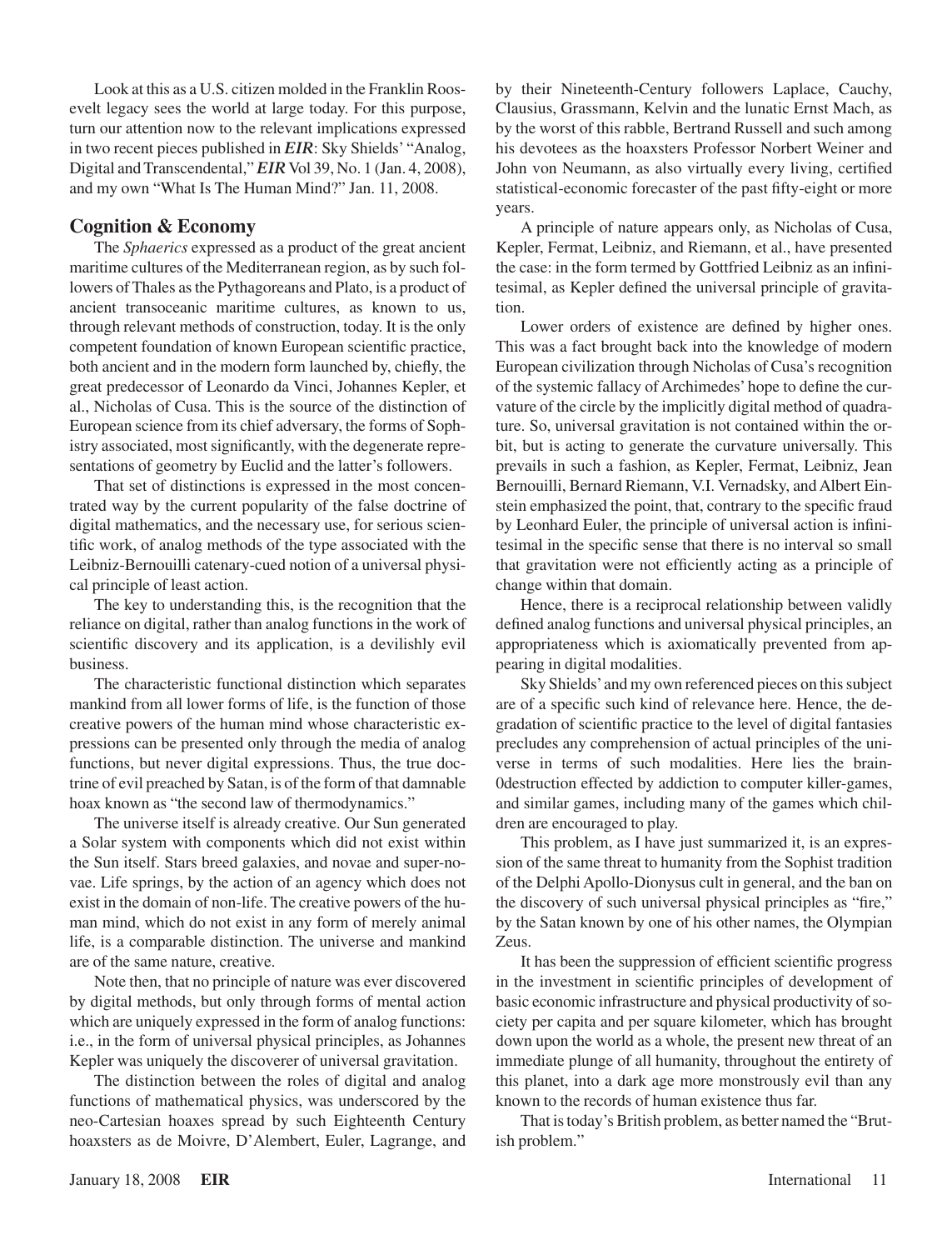Look at this as a U.S. citizen molded in the Franklin Roosevelt legacy sees the world at large today. For this purpose, turn our attention now to the relevant implications expressed in two recent pieces published in ***EIR***: Sky Shields' "Analog, Digital and Transcendental," ***EIR*** Vol 39, No. 1 (Jan. 4, 2008), and my own "What Is The Human Mind?" Jan. 11, 2008.

## Cognition & Economy

The *Sphaerics* expressed as a product of the great ancient maritime cultures of the Mediterranean region, as by such followers of Thales as the Pythagoreans and Plato, is a product of ancient transoceanic maritime cultures, as known to us, through relevant methods of construction, today. It is the only competent foundation of known European scientific practice, both ancient and in the modern form launched by, chiefly, the great predecessor of Leonardo da Vinci, Johannes Kepler, et al., Nicholas of Cusa. This is the source of the distinction of European science from its chief adversary, the forms of Sophistry associated, most significantly, with the degenerate representations of geometry by Euclid and the latter's followers.

That set of distinctions is expressed in the most concentrated way by the current popularity of the false doctrine of digital mathematics, and the necessary use, for serious scientific work, of analog methods of the type associated with the Leibniz-Bernouilli catenary-cued notion of a universal physical principle of least action.

The key to understanding this, is the recognition that the reliance on digital, rather than analog functions in the work of scientific discovery and its application, is a devilishly evil business.

The characteristic functional distinction which separates mankind from all lower forms of life, is the function of those creative powers of the human mind whose characteristic expressions can be presented only through the media of analog functions, but never digital expressions. Thus, the true doctrine of evil preached by Satan, is of the form of that damnable hoax known as "the second law of thermodynamics."

The universe itself is already creative. Our Sun generated a Solar system with components which did not exist within the Sun itself. Stars breed galaxies, and novae and super-novae. Life springs, by the action of an agency which does not exist in the domain of non-life. The creative powers of the human mind, which do not exist in any form of merely animal life, is a comparable distinction. The universe and mankind are of the same nature, creative.

Note then, that no principle of nature was ever discovered by digital methods, but only through forms of mental action which are uniquely expressed in the form of analog functions: i.e., in the form of universal physical principles, as Johannes Kepler was uniquely the discoverer of universal gravitation.

The distinction between the roles of digital and analog functions of mathematical physics, was underscored by the neo-Cartesian hoaxes spread by such Eighteenth Century hoaxsters as de Moivre, D'Alembert, Euler, Lagrange, and by their Nineteenth-Century followers Laplace, Cauchy, Clausius, Grassmann, Kelvin and the lunatic Ernst Mach, as by the worst of this rabble, Bertrand Russell and such among his devotees as the hoaxsters Professor Norbert Weiner and John von Neumann, as also virtually every living, certified statistical-economic forecaster of the past fifty-eight or more years.

A principle of nature appears only, as Nicholas of Cusa, Kepler, Fermat, Leibniz, and Riemann, et al., have presented the case: in the form termed by Gottfried Leibniz as an infinitesimal, as Kepler defined the universal principle of gravitation.

Lower orders of existence are defined by higher ones. This was a fact brought back into the knowledge of modern European civilization through Nicholas of Cusa's recognition of the systemic fallacy of Archimedes' hope to define the curvature of the circle by the implicitly digital method of quadrature. So, universal gravitation is not contained within the orbit, but is acting to generate the curvature universally. This prevails in such a fashion, as Kepler, Fermat, Leibniz, Jean Bernouilli, Bernard Riemann, V.I. Vernadsky, and Albert Einstein emphasized the point, that, contrary to the specific fraud by Leonhard Euler, the principle of universal action is infinitesimal in the specific sense that there is no interval so small that gravitation were not efficiently acting as a principle of change within that domain.

Hence, there is a reciprocal relationship between validly defined analog functions and universal physical principles, an appropriateness which is axiomatically prevented from appearing in digital modalities.

Sky Shields' and my own referenced pieces on this subject are of a specific such kind of relevance here. Hence, the degradation of scientific practice to the level of digital fantasies precludes any comprehension of actual principles of the universe in terms of such modalities. Here lies the brain-0destruction effected by addiction to computer killer-games, and similar games, including many of the games which children are encouraged to play.

This problem, as I have just summarized it, is an expression of the same threat to humanity from the Sophist tradition of the Delphi Apollo-Dionysus cult in general, and the ban on the discovery of such universal physical principles as "fire," by the Satan known by one of his other names, the Olympian Zeus.

It has been the suppression of efficient scientific progress in the investment in scientific principles of development of basic economic infrastructure and physical productivity of society per capita and per square kilometer, which has brought down upon the world as a whole, the present new threat of an immediate plunge of all humanity, throughout the entirety of this planet, into a dark age more monstrously evil than any known to the records of human existence thus far.

That is today's British problem, as better named the "Brutish problem."